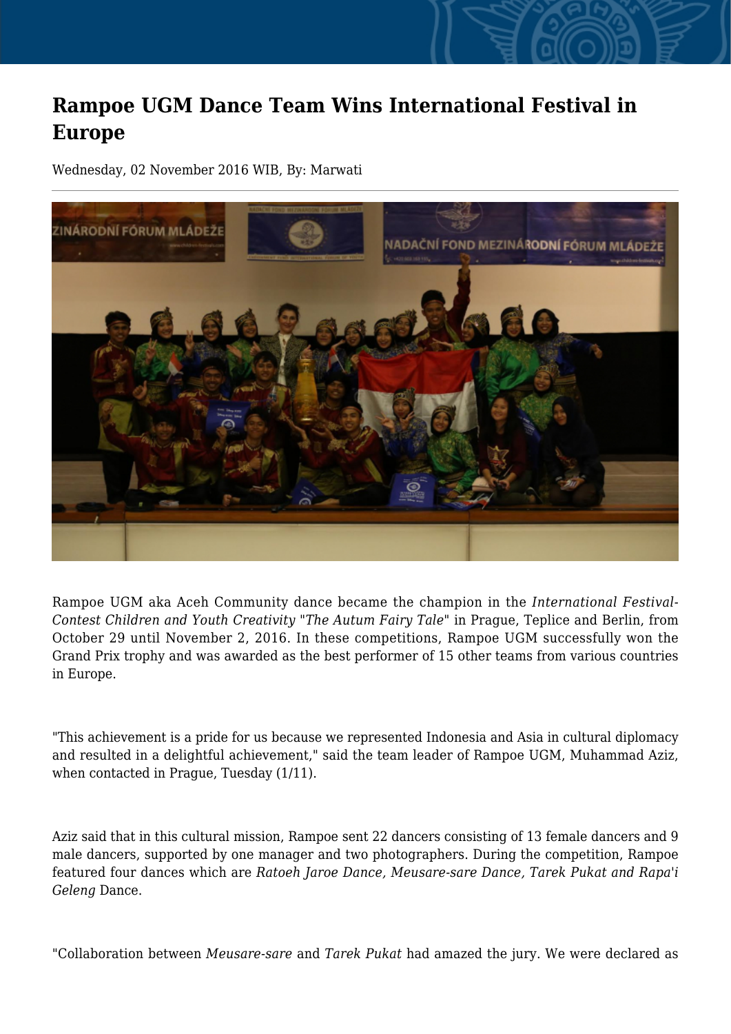# Rampoe UGM Dance Team Wins International Festival in Europe

Wednesday, 02 November 2016 WIB, By: Marwati

Rampoe UGM aka Aceh Community dance became the champion in the *International Festival-Contest Children and Youth Creativity* "*The Autum Fairy Tale*" in Prague, Teplice and Berlin, from October 29 until November 2, 2016. In these competitions, Rampoe UGM successfully won the Grand Prix trophy and was awarded as the best performer of 15 other teams from various countries in Europe.

"This achievement is a pride for us because we represented Indonesia and Asia in cultural diplomacy and resulted in a delightful achievement," said the team leader of Rampoe UGM, Muhammad Aziz, when contacted in Prague, Tuesday (1/11).

Aziz said that in this cultural mission, Rampoe sent 22 dancers consisting of 13 female dancers and 9 male dancers, supported by one manager and two photographers. During the competition, Rampoe featured four dances which are *Ratoeh Jaroe Dance, Meusare-sare Dance, Tarek Pukat and Rapa'i Geleng* Dance.

"Collaboration between *Meusare-sare* and *Tarek Pukat* had amazed the jury. We were declared as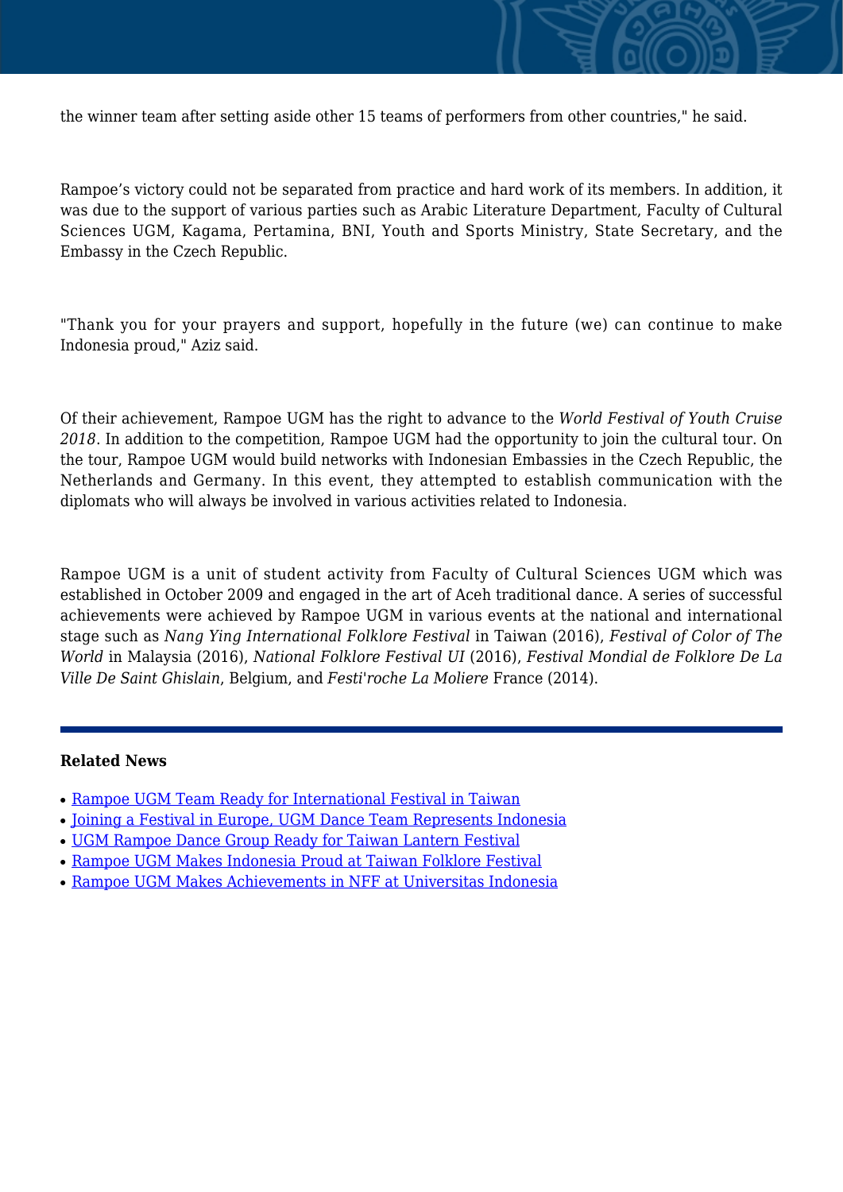the winner team after setting aside other 15 teams of performers from other countries," he said.

Rampoe’s victory could not be separated from practice and hard work of its members. In addition, it was due to the support of various parties such as Arabic Literature Department, Faculty of Cultural Sciences UGM, Kagama, Pertamina, BNI, Youth and Sports Ministry, State Secretary, and the Embassy in the Czech Republic.

"Thank you for your prayers and support, hopefully in the future (we) can continue to make Indonesia proud," Aziz said.

Of their achievement, Rampoe UGM has the right to advance to the *World Festival of Youth Cruise 2018*. In addition to the competition, Rampoe UGM had the opportunity to join the cultural tour. On the tour, Rampoe UGM would build networks with Indonesian Embassies in the Czech Republic, the Netherlands and Germany. In this event, they attempted to establish communication with the diplomats who will always be involved in various activities related to Indonesia.

Rampoe UGM is a unit of student activity from Faculty of Cultural Sciences UGM which was established in October 2009 and engaged in the art of Aceh traditional dance. A series of successful achievements were achieved by Rampoe UGM in various events at the national and international stage such as *Nang Ying International Folklore Festival* in Taiwan (2016), *Festival of Color of The World* in Malaysia (2016), *National Folklore Festival UI* (2016), *Festival Mondial de Folklore De La Ville De Saint Ghislain*, Belgium, and *Festi'roche La Moliere* France (2014).

---

**Related News**

- Rampoe UGM Team Ready for International Festival in Taiwan
- Joining a Festival in Europe, UGM Dance Team Represents Indonesia
- UGM Rampoe Dance Group Ready for Taiwan Lantern Festival
- Rampoe UGM Makes Indonesia Proud at Taiwan Folklore Festival
- Rampoe UGM Makes Achievements in NFF at Universitas Indonesia